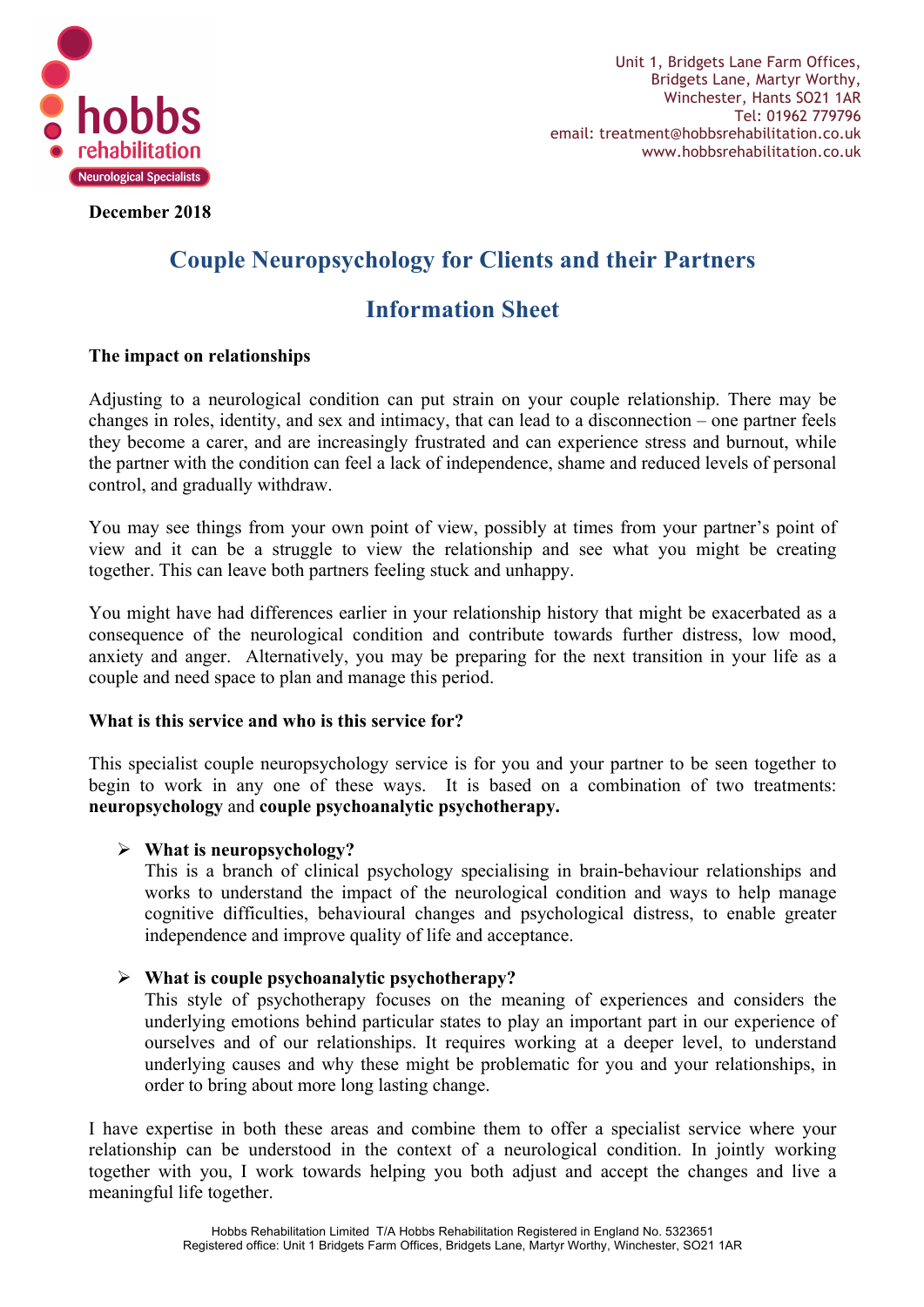hobbs rehabilitation
Neurological Specialists

Unit 1, Bridgets Lane Farm Offices,
Bridgets Lane, Martyr Worthy,
Winchester, Hants SO21 1AR
Tel: 01962 779796
email: treatment@hobbsrehabilitation.co.uk
www.hobbsrehabilitation.co.uk

**December 2018**

# Couple Neuropsychology for Clients and their Partners

## Information Sheet

**The impact on relationships**

Adjusting to a neurological condition can put strain on your couple relationship. There may be changes in roles, identity, and sex and intimacy, that can lead to a disconnection – one partner feels they become a carer, and are increasingly frustrated and can experience stress and burnout, while the partner with the condition can feel a lack of independence, shame and reduced levels of personal control, and gradually withdraw.

You may see things from your own point of view, possibly at times from your partner's point of view and it can be a struggle to view the relationship and see what you might be creating together. This can leave both partners feeling stuck and unhappy.

You might have had differences earlier in your relationship history that might be exacerbated as a consequence of the neurological condition and contribute towards further distress, low mood, anxiety and anger. Alternatively, you may be preparing for the next transition in your life as a couple and need space to plan and manage this period.

**What is this service and who is this service for?**

This specialist couple neuropsychology service is for you and your partner to be seen together to begin to work in any one of these ways. It is based on a combination of two treatments: **neuropsychology** and **couple psychoanalytic psychotherapy.**

- **What is neuropsychology?**
  This is a branch of clinical psychology specialising in brain-behaviour relationships and works to understand the impact of the neurological condition and ways to help manage cognitive difficulties, behavioural changes and psychological distress, to enable greater independence and improve quality of life and acceptance.

- **What is couple psychoanalytic psychotherapy?**
  This style of psychotherapy focuses on the meaning of experiences and considers the underlying emotions behind particular states to play an important part in our experience of ourselves and of our relationships. It requires working at a deeper level, to understand underlying causes and why these might be problematic for you and your relationships, in order to bring about more long lasting change.

I have expertise in both these areas and combine them to offer a specialist service where your relationship can be understood in the context of a neurological condition. In jointly working together with you, I work towards helping you both adjust and accept the changes and live a meaningful life together.

Hobbs Rehabilitation Limited T/A Hobbs Rehabilitation Registered in England No. 5323651
Registered office: Unit 1 Bridgets Farm Offices, Bridgets Lane, Martyr Worthy, Winchester, SO21 1AR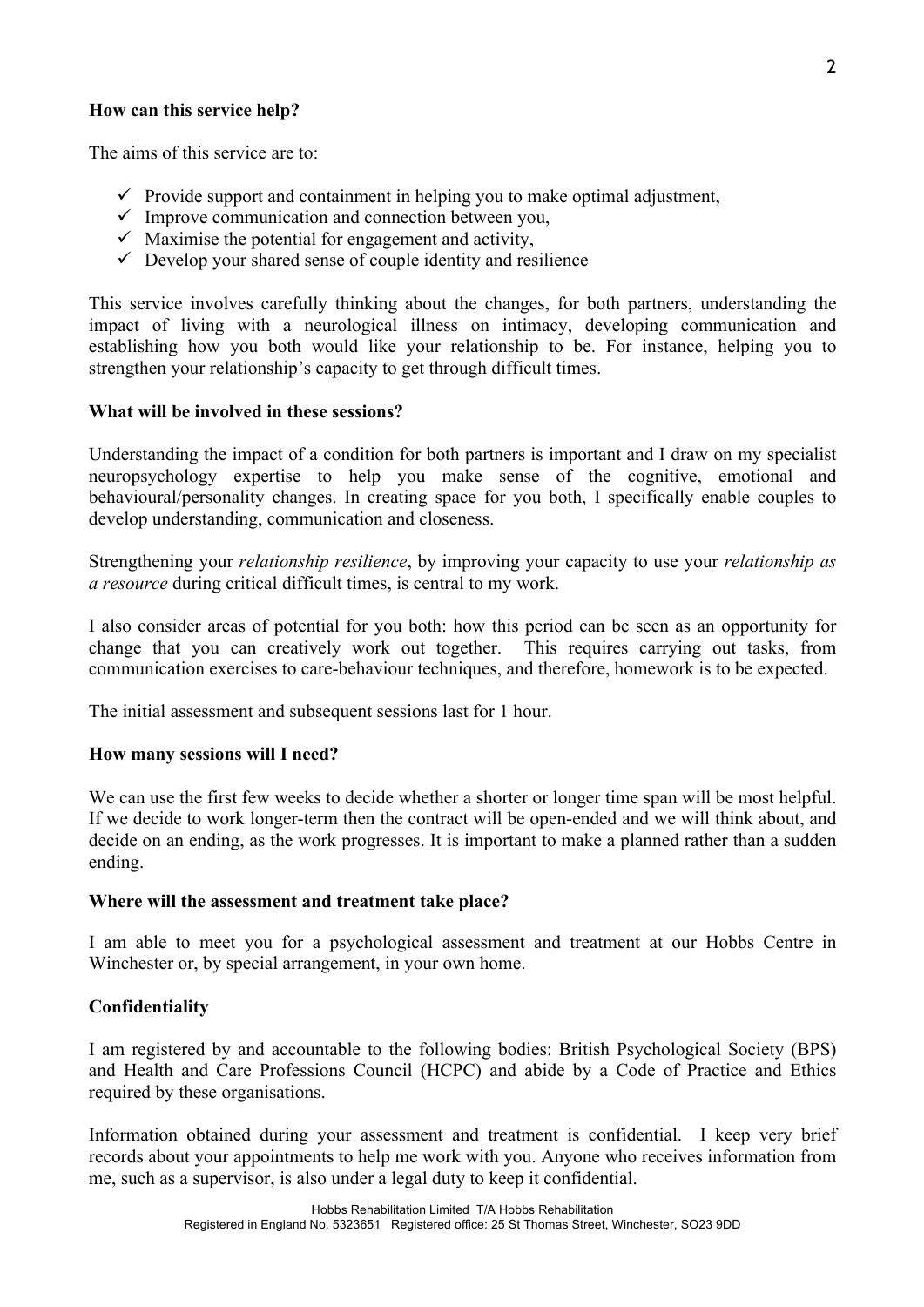**How can this service help?**

The aims of this service are to:

- ✓ Provide support and containment in helping you to make optimal adjustment,
- ✓ Improve communication and connection between you,
- ✓ Maximise the potential for engagement and activity,
- ✓ Develop your shared sense of couple identity and resilience

This service involves carefully thinking about the changes, for both partners, understanding the impact of living with a neurological illness on intimacy, developing communication and establishing how you both would like your relationship to be. For instance, helping you to strengthen your relationship's capacity to get through difficult times.

**What will be involved in these sessions?**

Understanding the impact of a condition for both partners is important and I draw on my specialist neuropsychology expertise to help you make sense of the cognitive, emotional and behavioural/personality changes. In creating space for you both, I specifically enable couples to develop understanding, communication and closeness.

Strengthening your *relationship resilience*, by improving your capacity to use your *relationship as a resource* during critical difficult times, is central to my work.

I also consider areas of potential for you both: how this period can be seen as an opportunity for change that you can creatively work out together. This requires carrying out tasks, from communication exercises to care-behaviour techniques, and therefore, homework is to be expected.

The initial assessment and subsequent sessions last for 1 hour.

**How many sessions will I need?**

We can use the first few weeks to decide whether a shorter or longer time span will be most helpful. If we decide to work longer-term then the contract will be open-ended and we will think about, and decide on an ending, as the work progresses. It is important to make a planned rather than a sudden ending.

**Where will the assessment and treatment take place?**

I am able to meet you for a psychological assessment and treatment at our Hobbs Centre in Winchester or, by special arrangement, in your own home.

**Confidentiality**

I am registered by and accountable to the following bodies: British Psychological Society (BPS) and Health and Care Professions Council (HCPC) and abide by a Code of Practice and Ethics required by these organisations.

Information obtained during your assessment and treatment is confidential. I keep very brief records about your appointments to help me work with you. Anyone who receives information from me, such as a supervisor, is also under a legal duty to keep it confidential.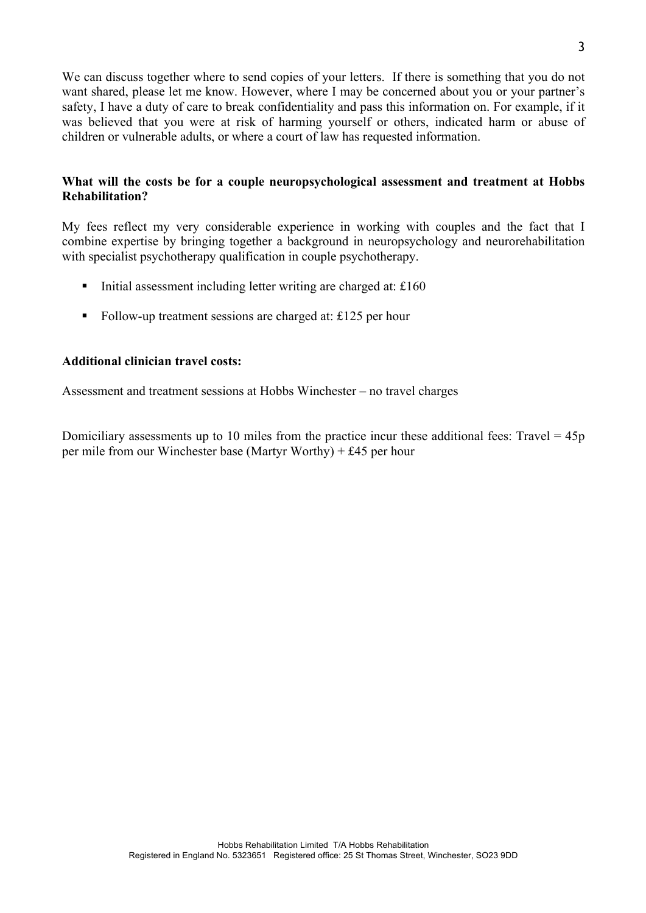We can discuss together where to send copies of your letters. If there is something that you do not want shared, please let me know. However, where I may be concerned about you or your partner's safety, I have a duty of care to break confidentiality and pass this information on. For example, if it was believed that you were at risk of harming yourself or others, indicated harm or abuse of children or vulnerable adults, or where a court of law has requested information.

**What will the costs be for a couple neuropsychological assessment and treatment at Hobbs Rehabilitation?**

My fees reflect my very considerable experience in working with couples and the fact that I combine expertise by bringing together a background in neuropsychology and neurorehabilitation with specialist psychotherapy qualification in couple psychotherapy.

- Initial assessment including letter writing are charged at: £160
- Follow-up treatment sessions are charged at: £125 per hour

**Additional clinician travel costs:**

Assessment and treatment sessions at Hobbs Winchester – no travel charges

Domiciliary assessments up to 10 miles from the practice incur these additional fees: Travel = 45p per mile from our Winchester base (Martyr Worthy) + £45 per hour